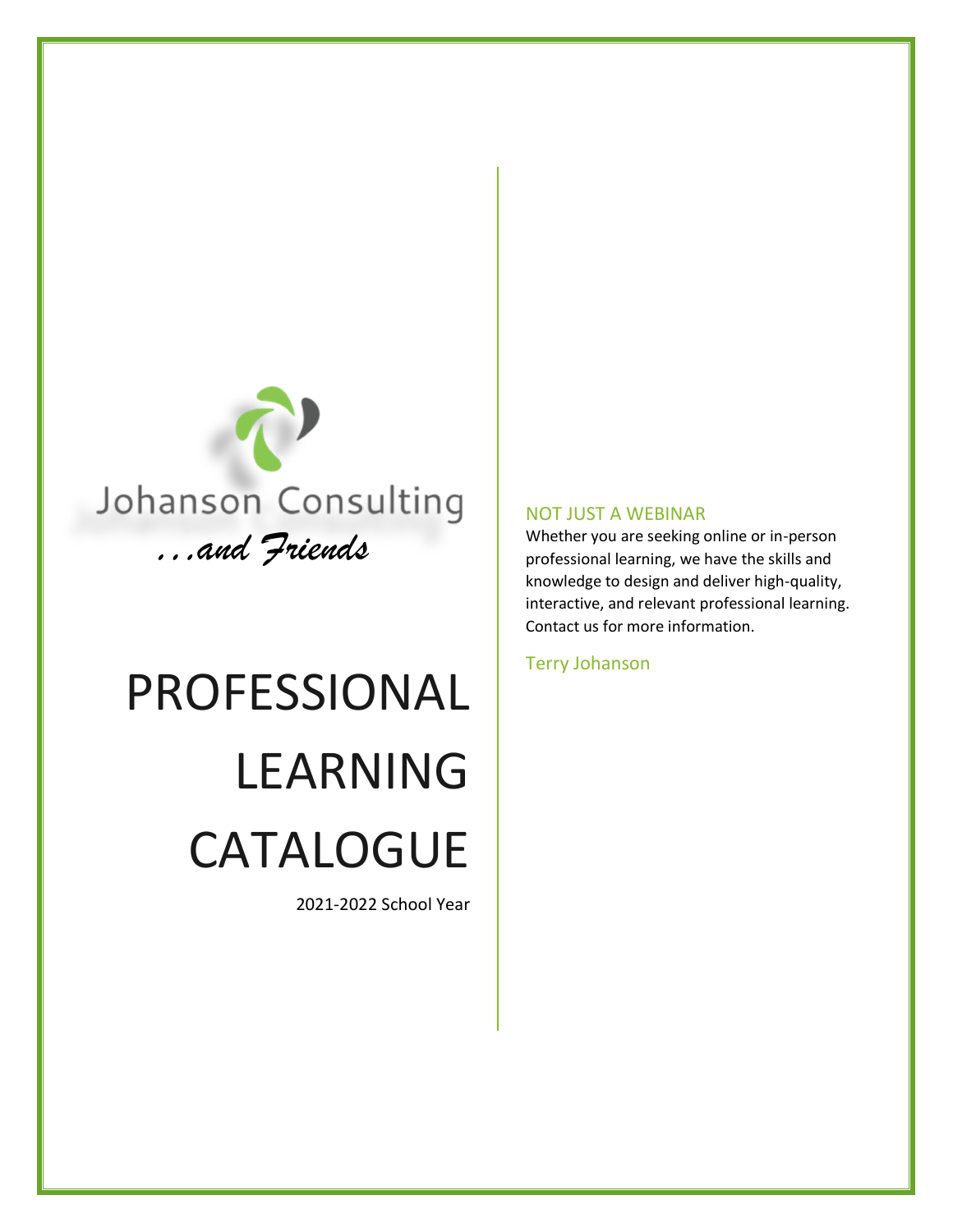Johanson Consulting

*...and Friends*

# PROFESSIONAL LEARNING CATALOGUE

2021-2022 School Year

## NOT JUST A WEBINAR

Whether you are seeking online or in-person professional learning, we have the skills and knowledge to design and deliver high-quality, interactive, and relevant professional learning. Contact us for more information.

Terry Johanson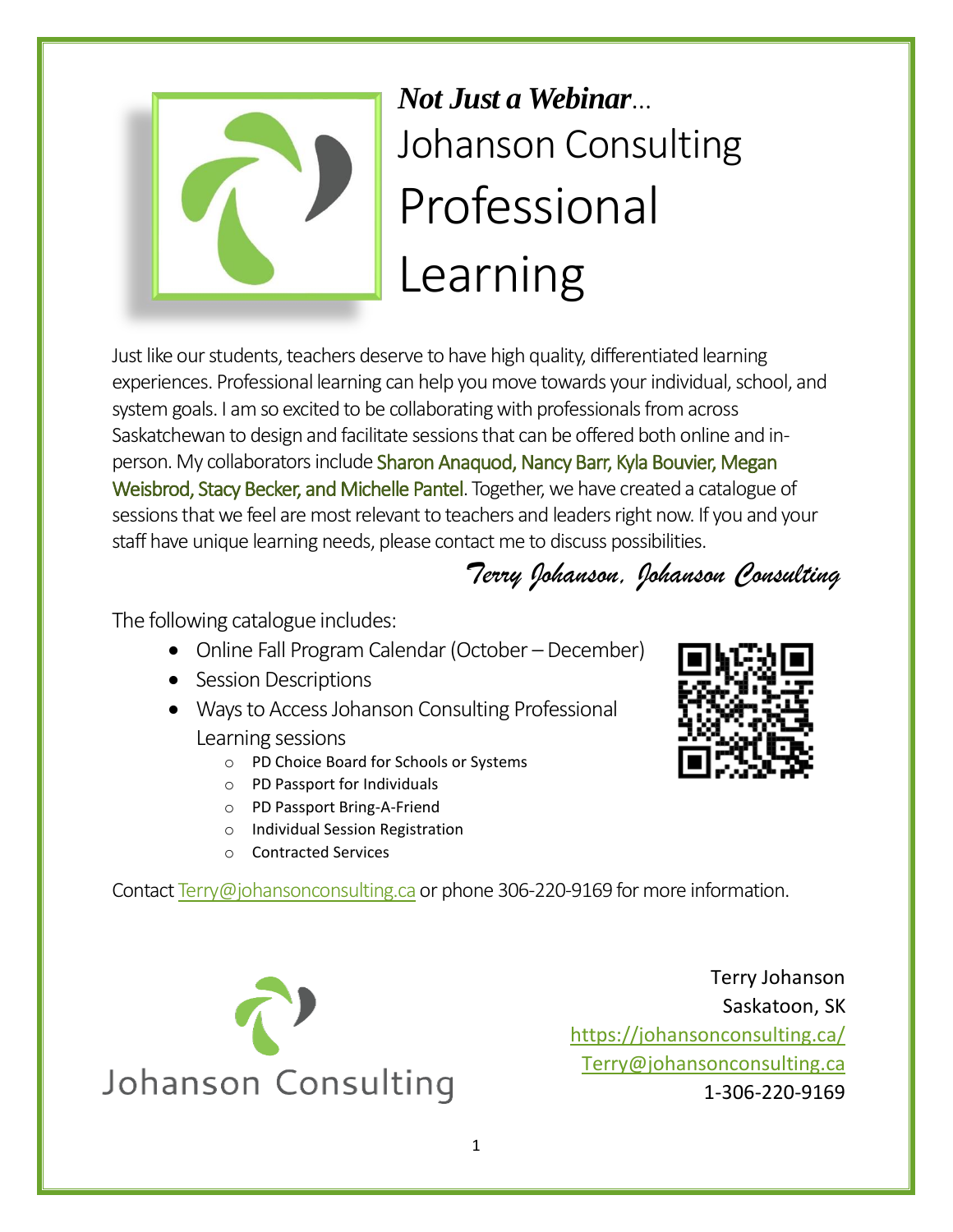***Not Just a Webinar***...

# Johanson Consulting Professional Learning

Just like our students, teachers deserve to have high quality, differentiated learning experiences. Professional learning can help you move towards your individual, school, and system goals. I am so excited to be collaborating with professionals from across Saskatchewan to design and facilitate sessions that can be offered both online and in-person. My collaborators include Sharon Anaquod, Nancy Barr, Kyla Bouvier, Megan Weisbrod, Stacy Becker, and Michelle Pantel. Together, we have created a catalogue of sessions that we feel are most relevant to teachers and leaders right now. If you and your staff have unique learning needs, please contact me to discuss possibilities.

*Terry Johanson, Johanson Consulting*

The following catalogue includes:

- Online Fall Program Calendar (October – December)
- Session Descriptions
- Ways to Access Johanson Consulting Professional Learning sessions
  - PD Choice Board for Schools or Systems
  - PD Passport for Individuals
  - PD Passport Bring-A-Friend
  - Individual Session Registration
  - Contracted Services

Contact Terry@johansonconsulting.ca or phone 306-220-9169 for more information.

Johanson Consulting

Terry Johanson
Saskatoon, SK
https://johansonconsulting.ca/
Terry@johansonconsulting.ca
1-306-220-9169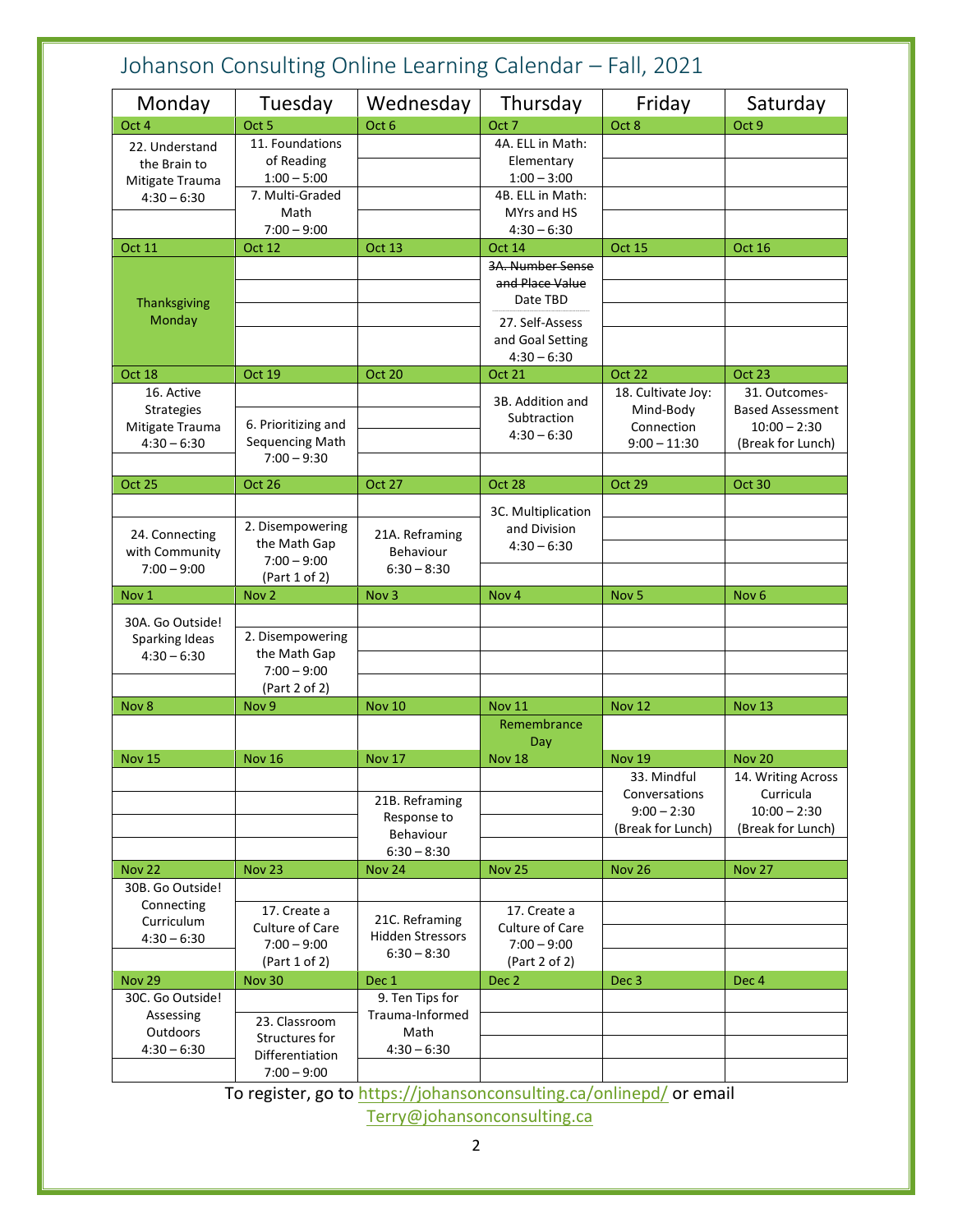# Johanson Consulting Online Learning Calendar – Fall, 2021

| Monday | Tuesday | Wednesday | Thursday | Friday | Saturday |
|---|---|---|---|---|---|
| Oct 4 | Oct 5 | Oct 6 | Oct 7 | Oct 8 | Oct 9 |
| 22. Understand the Brain to Mitigate Trauma 4:30 – 6:30 | 11. Foundations of Reading 1:00 – 5:00<br>7. Multi-Graded Math 7:00 – 9:00 | | 4A. ELL in Math: Elementary 1:00 – 3:00<br>4B. ELL in Math: MYrs and HS 4:30 – 6:30 | | |
| Oct 11 | Oct 12 | Oct 13 | Oct 14 | Oct 15 | Oct 16 |
| Thanksgiving Monday | | | ~~3A. Number Sense and Place Value~~ Date TBD<br>27. Self-Assess and Goal Setting 4:30 – 6:30 | | |
| Oct 18 | Oct 19 | Oct 20 | Oct 21 | Oct 22 | Oct 23 |
| 16. Active Strategies Mitigate Trauma 4:30 – 6:30 | 6. Prioritizing and Sequencing Math 7:00 – 9:30 | | 3B. Addition and Subtraction 4:30 – 6:30 | 18. Cultivate Joy: Mind-Body Connection 9:00 – 11:30 | 31. Outcomes-Based Assessment 10:00 – 2:30 (Break for Lunch) |
| Oct 25 | Oct 26 | Oct 27 | Oct 28 | Oct 29 | Oct 30 |
| 24. Connecting with Community 7:00 – 9:00 | 2. Disempowering the Math Gap 7:00 – 9:00 (Part 1 of 2) | 21A. Reframing Behaviour 6:30 – 8:30 | 3C. Multiplication and Division 4:30 – 6:30 | | |
| Nov 1 | Nov 2 | Nov 3 | Nov 4 | Nov 5 | Nov 6 |
| 30A. Go Outside! Sparking Ideas 4:30 – 6:30 | 2. Disempowering the Math Gap 7:00 – 9:00 (Part 2 of 2) | | | | |
| Nov 8 | Nov 9 | Nov 10 | Nov 11 | Nov 12 | Nov 13 |
| | | | Remembrance Day | | |
| Nov 15 | Nov 16 | Nov 17 | Nov 18 | Nov 19 | Nov 20 |
| | | 21B. Reframing Response to Behaviour 6:30 – 8:30 | | 33. Mindful Conversations 9:00 – 2:30 (Break for Lunch) | 14. Writing Across Curricula 10:00 – 2:30 (Break for Lunch) |
| Nov 22 | Nov 23 | Nov 24 | Nov 25 | Nov 26 | Nov 27 |
| 30B. Go Outside! Connecting Curriculum 4:30 – 6:30 | 17. Create a Culture of Care 7:00 – 9:00 (Part 1 of 2) | 21C. Reframing Hidden Stressors 6:30 – 8:30 | 17. Create a Culture of Care 7:00 – 9:00 (Part 2 of 2) | | |
| Nov 29 | Nov 30 | Dec 1 | Dec 2 | Dec 3 | Dec 4 |
| 30C. Go Outside! Assessing Outdoors 4:30 – 6:30 | 23. Classroom Structures for Differentiation 7:00 – 9:00 | 9. Ten Tips for Trauma-Informed Math 4:30 – 6:30 | | | |

To register, go to https://johansonconsulting.ca/onlinepd/ or email Terry@johansonconsulting.ca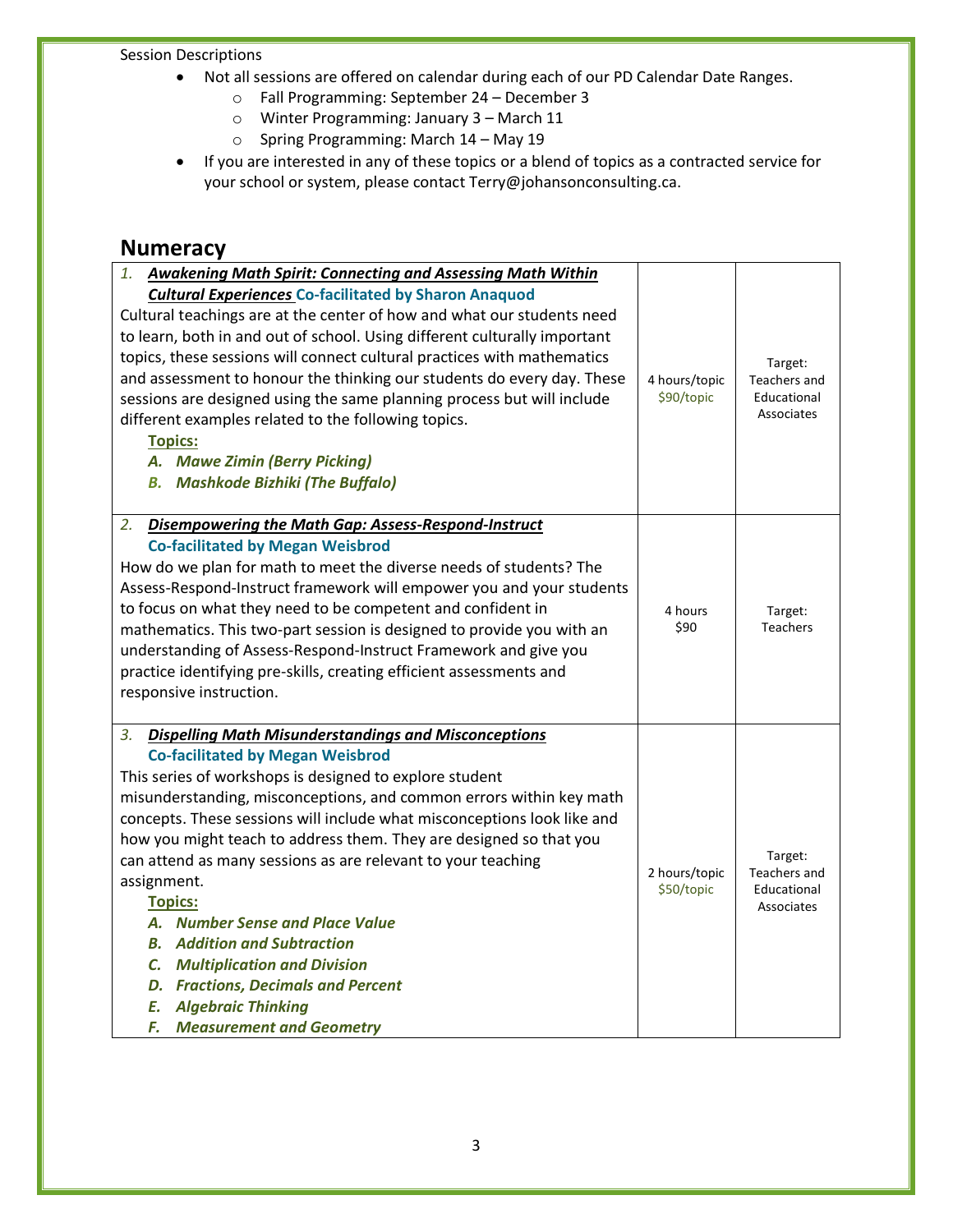Session Descriptions

- Not all sessions are offered on calendar during each of our PD Calendar Date Ranges.
  - Fall Programming: September 24 – December 3
  - Winter Programming: January 3 – March 11
  - Spring Programming: March 14 – May 19
- If you are interested in any of these topics or a blend of topics as a contracted service for your school or system, please contact Terry@johansonconsulting.ca.

## Numeracy

| Session | Duration / Cost | Target |
|---|---|---|
| 1. ***Awakening Math Spirit: Connecting and Assessing Math Within Cultural Experiences*** **Co-facilitated by Sharon Anaquod**<br>Cultural teachings are at the center of how and what our students need to learn, both in and out of school. Using different culturally important topics, these sessions will connect cultural practices with mathematics and assessment to honour the thinking our students do every day. These sessions are designed using the same planning process but will include different examples related to the following topics.<br>**Topics:**<br>***A. Mawe Zimin (Berry Picking)***<br>***B. Mashkode Bizhiki (The Buffalo)*** | 4 hours/topic<br>$90/topic | Target: Teachers and Educational Associates |
| 2. ***Disempowering the Math Gap: Assess-Respond-Instruct*** **Co-facilitated by Megan Weisbrod**<br>How do we plan for math to meet the diverse needs of students? The Assess-Respond-Instruct framework will empower you and your students to focus on what they need to be competent and confident in mathematics. This two-part session is designed to provide you with an understanding of Assess-Respond-Instruct Framework and give you practice identifying pre-skills, creating efficient assessments and responsive instruction. | 4 hours<br>$90 | Target: Teachers |
| 3. ***Dispelling Math Misunderstandings and Misconceptions*** **Co-facilitated by Megan Weisbrod**<br>This series of workshops is designed to explore student misunderstanding, misconceptions, and common errors within key math concepts. These sessions will include what misconceptions look like and how you might teach to address them. They are designed so that you can attend as many sessions as are relevant to your teaching assignment.<br>**Topics:**<br>***A. Number Sense and Place Value***<br>***B. Addition and Subtraction***<br>***C. Multiplication and Division***<br>***D. Fractions, Decimals and Percent***<br>***E. Algebraic Thinking***<br>***F. Measurement and Geometry*** | 2 hours/topic<br>$50/topic | Target: Teachers and Educational Associates |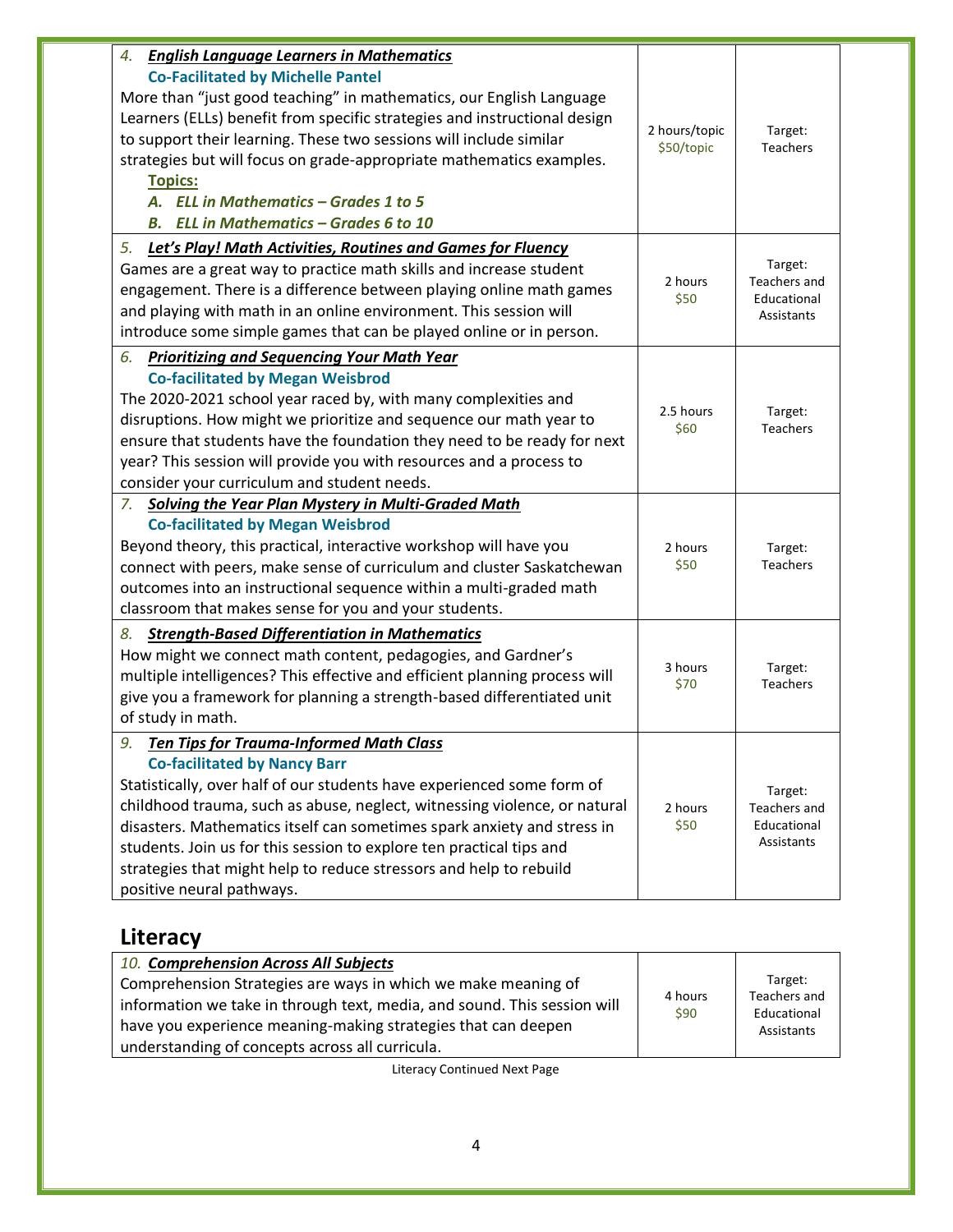| | | |
|---|---|---|
| 4. ***English Language Learners in Mathematics***<br>**Co-Facilitated by Michelle Pantel**<br>More than "just good teaching" in mathematics, our English Language Learners (ELLs) benefit from specific strategies and instructional design to support their learning. These two sessions will include similar strategies but will focus on grade-appropriate mathematics examples.<br>**Topics:**<br>*A. ELL in Mathematics – Grades 1 to 5*<br>*B. ELL in Mathematics – Grades 6 to 10* | 2 hours/topic<br>$50/topic | Target: Teachers |
| 5. ***Let's Play! Math Activities, Routines and Games for Fluency***<br>Games are a great way to practice math skills and increase student engagement. There is a difference between playing online math games and playing with math in an online environment. This session will introduce some simple games that can be played online or in person. | 2 hours<br>$50 | Target: Teachers and Educational Assistants |
| 6. ***Prioritizing and Sequencing Your Math Year***<br>**Co-facilitated by Megan Weisbrod**<br>The 2020-2021 school year raced by, with many complexities and disruptions. How might we prioritize and sequence our math year to ensure that students have the foundation they need to be ready for next year? This session will provide you with resources and a process to consider your curriculum and student needs. | 2.5 hours<br>$60 | Target: Teachers |
| 7. ***Solving the Year Plan Mystery in Multi-Graded Math***<br>**Co-facilitated by Megan Weisbrod**<br>Beyond theory, this practical, interactive workshop will have you connect with peers, make sense of curriculum and cluster Saskatchewan outcomes into an instructional sequence within a multi-graded math classroom that makes sense for you and your students. | 2 hours<br>$50 | Target: Teachers |
| 8. ***Strength-Based Differentiation in Mathematics***<br>How might we connect math content, pedagogies, and Gardner's multiple intelligences? This effective and efficient planning process will give you a framework for planning a strength-based differentiated unit of study in math. | 3 hours<br>$70 | Target: Teachers |
| 9. ***Ten Tips for Trauma-Informed Math Class***<br>**Co-facilitated by Nancy Barr**<br>Statistically, over half of our students have experienced some form of childhood trauma, such as abuse, neglect, witnessing violence, or natural disasters. Mathematics itself can sometimes spark anxiety and stress in students. Join us for this session to explore ten practical tips and strategies that might help to reduce stressors and help to rebuild positive neural pathways. | 2 hours<br>$50 | Target: Teachers and Educational Assistants |

## Literacy

| | | |
|---|---|---|
| 10. ***Comprehension Across All Subjects***<br>Comprehension Strategies are ways in which we make meaning of information we take in through text, media, and sound. This session will have you experience meaning-making strategies that can deepen understanding of concepts across all curricula. | 4 hours<br>$90 | Target: Teachers and Educational Assistants |

Literacy Continued Next Page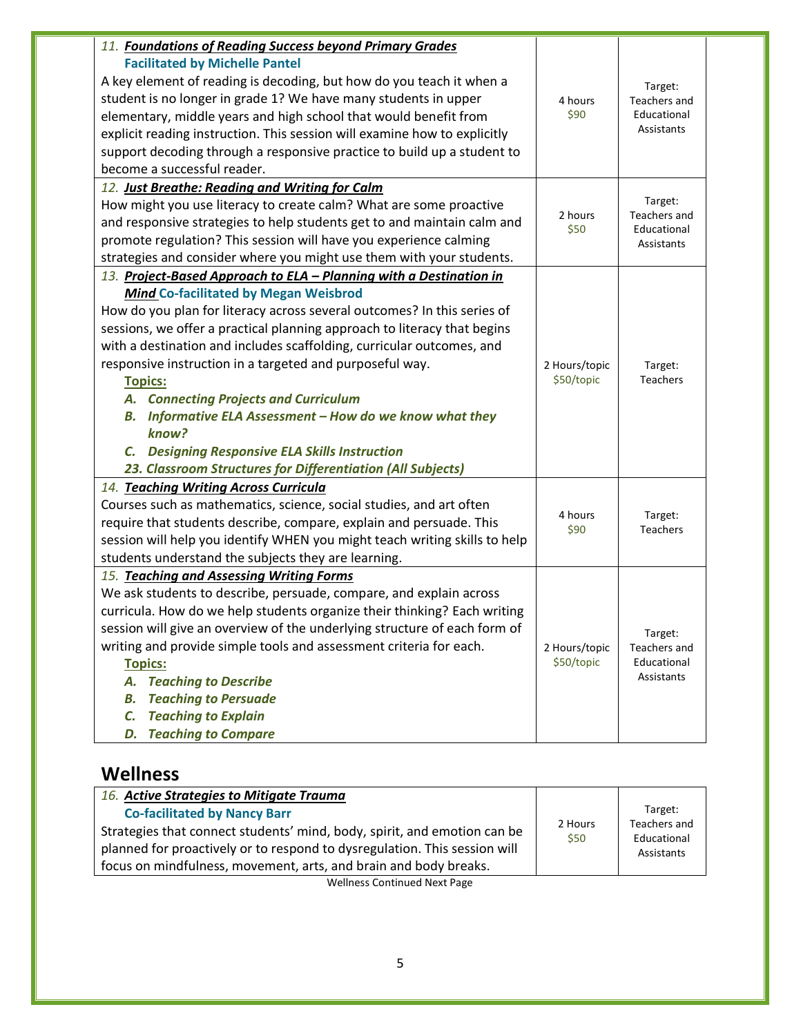| | | |
|---|---|---|
| 11. ***Foundations of Reading Success beyond Primary Grades***<br>**Facilitated by Michelle Pantel**<br>A key element of reading is decoding, but how do you teach it when a student is no longer in grade 1? We have many students in upper elementary, middle years and high school that would benefit from explicit reading instruction. This session will examine how to explicitly support decoding through a responsive practice to build up a student to become a successful reader. | 4 hours<br>$90 | Target:<br>Teachers and Educational Assistants |
| 12. ***Just Breathe: Reading and Writing for Calm***<br>How might you use literacy to create calm? What are some proactive and responsive strategies to help students get to and maintain calm and promote regulation? This session will have you experience calming strategies and consider where you might use them with your students. | 2 hours<br>$50 | Target:<br>Teachers and Educational Assistants |
| 13. ***Project-Based Approach to ELA – Planning with a Destination in Mind*** **Co-facilitated by Megan Weisbrod**<br>How do you plan for literacy across several outcomes? In this series of sessions, we offer a practical planning approach to literacy that begins with a destination and includes scaffolding, curricular outcomes, and responsive instruction in a targeted and purposeful way.<br>**Topics:**<br>***A. Connecting Projects and Curriculum***<br>***B. Informative ELA Assessment – How do we know what they know?***<br>***C. Designing Responsive ELA Skills Instruction***<br>***23. Classroom Structures for Differentiation (All Subjects)*** | 2 Hours/topic<br>$50/topic | Target:<br>Teachers |
| 14. ***Teaching Writing Across Curricula***<br>Courses such as mathematics, science, social studies, and art often require that students describe, compare, explain and persuade. This session will help you identify WHEN you might teach writing skills to help students understand the subjects they are learning. | 4 hours<br>$90 | Target:<br>Teachers |
| 15. ***Teaching and Assessing Writing Forms***<br>We ask students to describe, persuade, compare, and explain across curricula. How do we help students organize their thinking? Each writing session will give an overview of the underlying structure of each form of writing and provide simple tools and assessment criteria for each.<br>**Topics:**<br>***A. Teaching to Describe***<br>***B. Teaching to Persuade***<br>***C. Teaching to Explain***<br>***D. Teaching to Compare*** | 2 Hours/topic<br>$50/topic | Target:<br>Teachers and Educational Assistants |

## Wellness

| | | |
|---|---|---|
| 16. ***Active Strategies to Mitigate Trauma***<br>**Co-facilitated by Nancy Barr**<br>Strategies that connect students' mind, body, spirit, and emotion can be planned for proactively or to respond to dysregulation. This session will focus on mindfulness, movement, arts, and brain and body breaks. | 2 Hours<br>$50 | Target:<br>Teachers and Educational Assistants |

Wellness Continued Next Page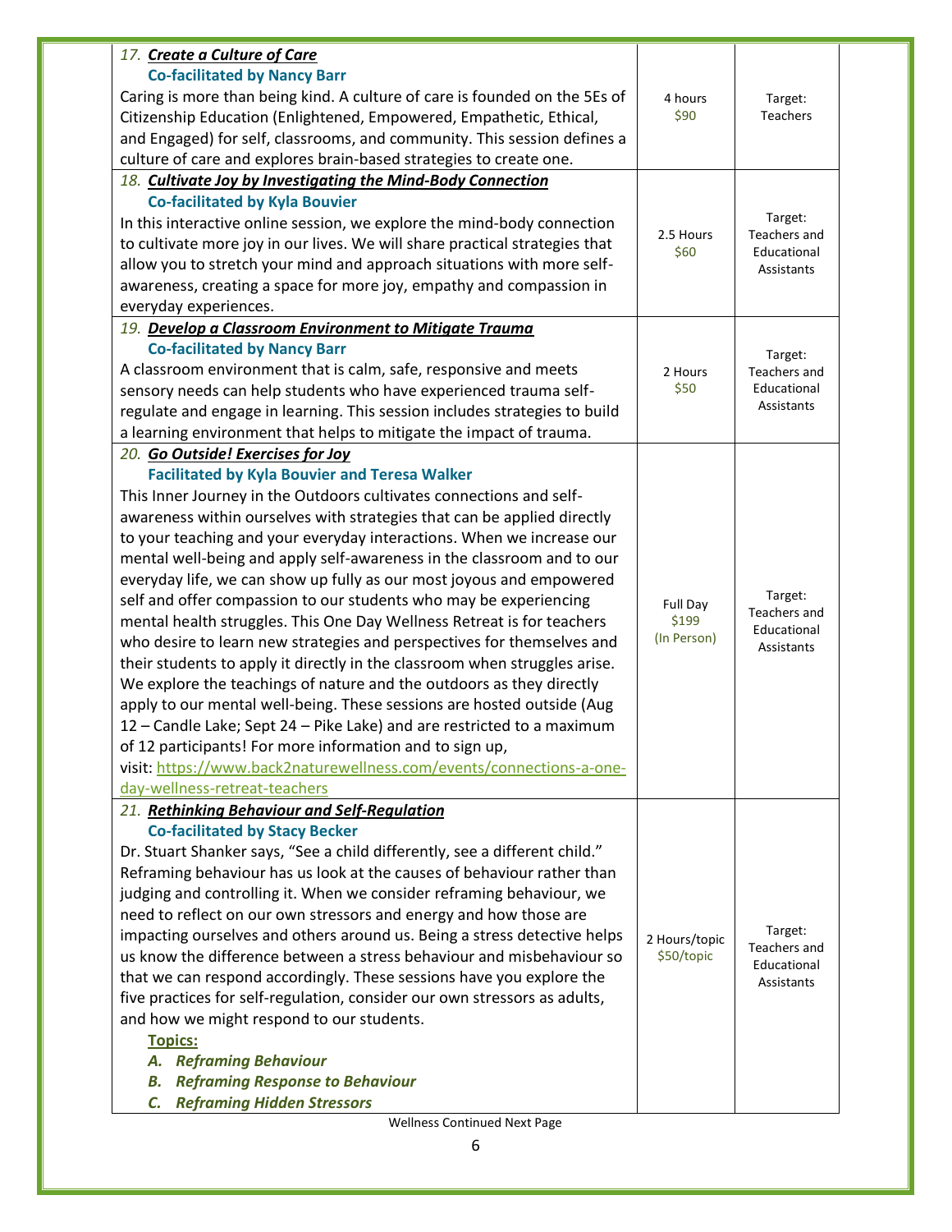| | | |
|---|---|---|
| 17. ***Create a Culture of Care***<br>**Co-facilitated by Nancy Barr**<br>Caring is more than being kind. A culture of care is founded on the 5Es of Citizenship Education (Enlightened, Empowered, Empathetic, Ethical, and Engaged) for self, classrooms, and community. This session defines a culture of care and explores brain-based strategies to create one. | 4 hours<br>$90 | Target:<br>Teachers |
| 18. ***Cultivate Joy by Investigating the Mind-Body Connection***<br>**Co-facilitated by Kyla Bouvier**<br>In this interactive online session, we explore the mind-body connection to cultivate more joy in our lives. We will share practical strategies that allow you to stretch your mind and approach situations with more self-awareness, creating a space for more joy, empathy and compassion in everyday experiences. | 2.5 Hours<br>$60 | Target:<br>Teachers and Educational Assistants |
| 19. ***Develop a Classroom Environment to Mitigate Trauma***<br>**Co-facilitated by Nancy Barr**<br>A classroom environment that is calm, safe, responsive and meets sensory needs can help students who have experienced trauma self-regulate and engage in learning. This session includes strategies to build a learning environment that helps to mitigate the impact of trauma. | 2 Hours<br>$50 | Target:<br>Teachers and Educational Assistants |
| 20. ***Go Outside! Exercises for Joy***<br>**Facilitated by Kyla Bouvier and Teresa Walker**<br>This Inner Journey in the Outdoors cultivates connections and self-awareness within ourselves with strategies that can be applied directly to your teaching and your everyday interactions. When we increase our mental well-being and apply self-awareness in the classroom and to our everyday life, we can show up fully as our most joyous and empowered self and offer compassion to our students who may be experiencing mental health struggles. This One Day Wellness Retreat is for teachers who desire to learn new strategies and perspectives for themselves and their students to apply it directly in the classroom when struggles arise. We explore the teachings of nature and the outdoors as they directly apply to our mental well-being. These sessions are hosted outside (Aug 12 – Candle Lake; Sept 24 – Pike Lake) and are restricted to a maximum of 12 participants! For more information and to sign up, visit: https://www.back2naturewellness.com/events/connections-a-one-day-wellness-retreat-teachers | Full Day<br>$199<br>(In Person) | Target:<br>Teachers and Educational Assistants |
| 21. ***Rethinking Behaviour and Self-Regulation***<br>**Co-facilitated by Stacy Becker**<br>Dr. Stuart Shanker says, "See a child differently, see a different child." Reframing behaviour has us look at the causes of behaviour rather than judging and controlling it. When we consider reframing behaviour, we need to reflect on our own stressors and energy and how those are impacting ourselves and others around us. Being a stress detective helps us know the difference between a stress behaviour and misbehaviour so that we can respond accordingly. These sessions have you explore the five practices for self-regulation, consider our own stressors as adults, and how we might respond to our students.<br>**Topics:**<br>***A. Reframing Behaviour***<br>***B. Reframing Response to Behaviour***<br>***C. Reframing Hidden Stressors*** | 2 Hours/topic<br>$50/topic | Target:<br>Teachers and Educational Assistants |

Wellness Continued Next Page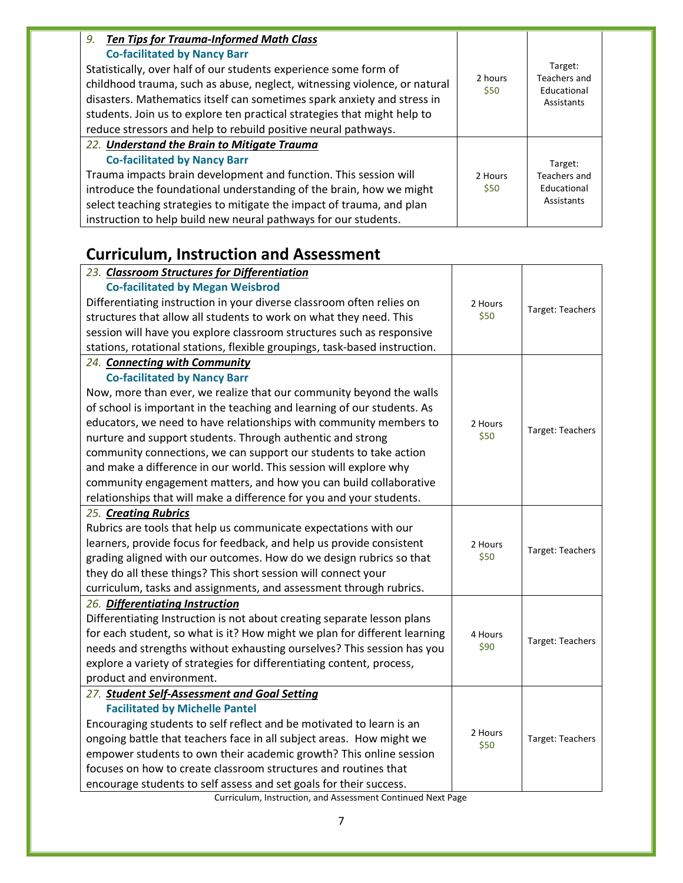| | | |
|---|---|---|
| *9. **Ten Tips for Trauma-Informed Math Class***<br>**Co-facilitated by Nancy Barr**<br>Statistically, over half of our students experience some form of childhood trauma, such as abuse, neglect, witnessing violence, or natural disasters. Mathematics itself can sometimes spark anxiety and stress in students. Join us to explore ten practical strategies that might help to reduce stressors and help to rebuild positive neural pathways. | 2 hours<br>$50 | Target: Teachers and Educational Assistants |
| *22. **Understand the Brain to Mitigate Trauma***<br>**Co-facilitated by Nancy Barr**<br>Trauma impacts brain development and function. This session will introduce the foundational understanding of the brain, how we might select teaching strategies to mitigate the impact of trauma, and plan instruction to help build new neural pathways for our students. | 2 Hours<br>$50 | Target: Teachers and Educational Assistants |

## Curriculum, Instruction and Assessment

| | | |
|---|---|---|
| *23. **Classroom Structures for Differentiation***<br>**Co-facilitated by Megan Weisbrod**<br>Differentiating instruction in your diverse classroom often relies on structures that allow all students to work on what they need. This session will have you explore classroom structures such as responsive stations, rotational stations, flexible groupings, task-based instruction. | 2 Hours<br>$50 | Target: Teachers |
| *24. **Connecting with Community***<br>**Co-facilitated by Nancy Barr**<br>Now, more than ever, we realize that our community beyond the walls of school is important in the teaching and learning of our students. As educators, we need to have relationships with community members to nurture and support students. Through authentic and strong community connections, we can support our students to take action and make a difference in our world. This session will explore why community engagement matters, and how you can build collaborative relationships that will make a difference for you and your students. | 2 Hours<br>$50 | Target: Teachers |
| *25. **Creating Rubrics***<br>Rubrics are tools that help us communicate expectations with our learners, provide focus for feedback, and help us provide consistent grading aligned with our outcomes. How do we design rubrics so that they do all these things? This short session will connect your curriculum, tasks and assignments, and assessment through rubrics. | 2 Hours<br>$50 | Target: Teachers |
| *26. **Differentiating Instruction***<br>Differentiating Instruction is not about creating separate lesson plans for each student, so what is it? How might we plan for different learning needs and strengths without exhausting ourselves? This session has you explore a variety of strategies for differentiating content, process, product and environment. | 4 Hours<br>$90 | Target: Teachers |
| *27. **Student Self-Assessment and Goal Setting***<br>**Facilitated by Michelle Pantel**<br>Encouraging students to self reflect and be motivated to learn is an ongoing battle that teachers face in all subject areas. How might we empower students to own their academic growth? This online session focuses on how to create classroom structures and routines that encourage students to self assess and set goals for their success. | 2 Hours<br>$50 | Target: Teachers |

Curriculum, Instruction, and Assessment Continued Next Page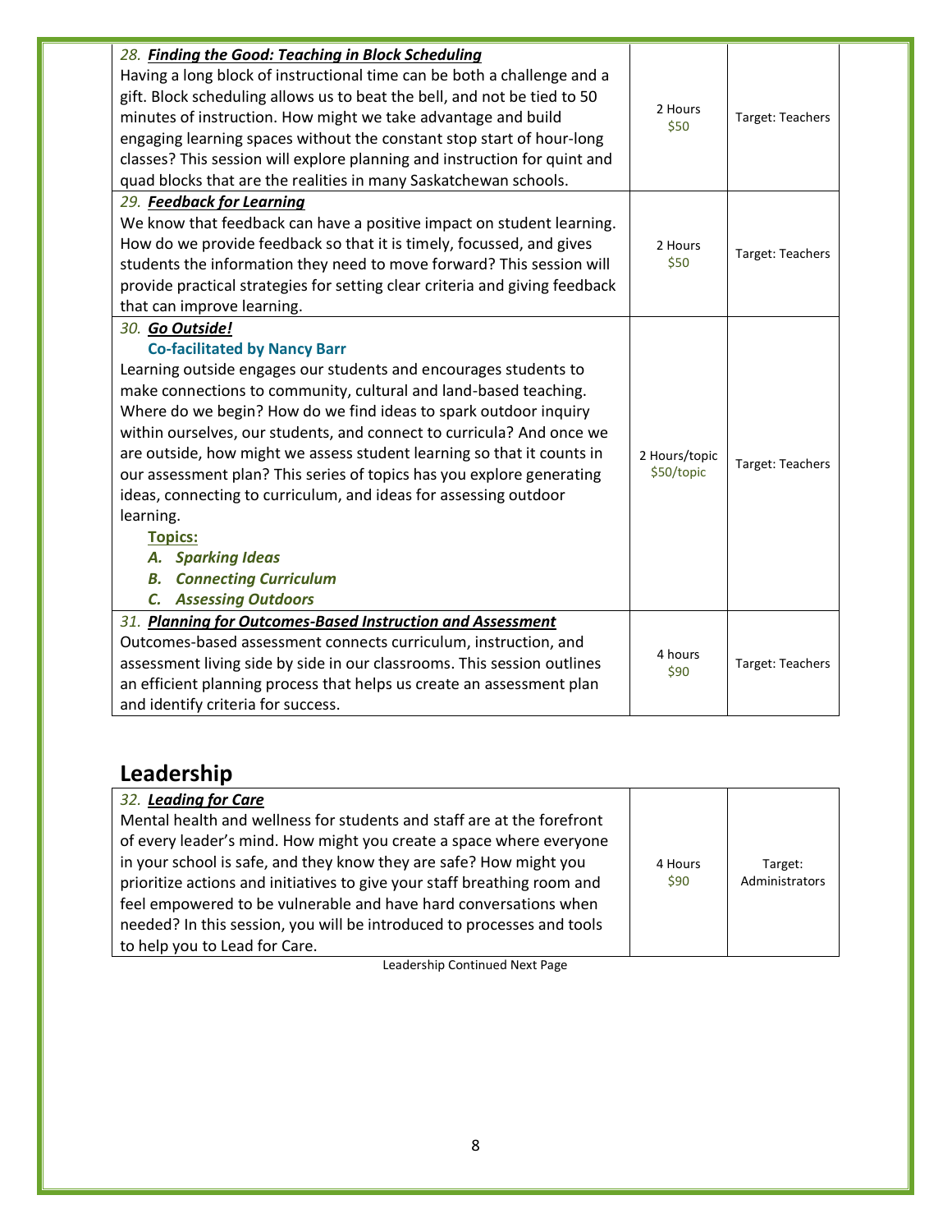| | | |
|---|---|---|
| 28. ***Finding the Good: Teaching in Block Scheduling*** Having a long block of instructional time can be both a challenge and a gift. Block scheduling allows us to beat the bell, and not be tied to 50 minutes of instruction. How might we take advantage and build engaging learning spaces without the constant stop start of hour-long classes? This session will explore planning and instruction for quint and quad blocks that are the realities in many Saskatchewan schools. | 2 Hours $50 | Target: Teachers |
| 29. ***Feedback for Learning*** We know that feedback can have a positive impact on student learning. How do we provide feedback so that it is timely, focussed, and gives students the information they need to move forward? This session will provide practical strategies for setting clear criteria and giving feedback that can improve learning. | 2 Hours $50 | Target: Teachers |
| 30. ***Go Outside!*** **Co-facilitated by Nancy Barr** Learning outside engages our students and encourages students to make connections to community, cultural and land-based teaching. Where do we begin? How do we find ideas to spark outdoor inquiry within ourselves, our students, and connect to curricula? And once we are outside, how might we assess student learning so that it counts in our assessment plan? This series of topics has you explore generating ideas, connecting to curriculum, and ideas for assessing outdoor learning. **Topics:** ***A. Sparking Ideas*** ***B. Connecting Curriculum*** ***C. Assessing Outdoors*** | 2 Hours/topic $50/topic | Target: Teachers |
| 31. ***Planning for Outcomes-Based Instruction and Assessment*** Outcomes-based assessment connects curriculum, instruction, and assessment living side by side in our classrooms. This session outlines an efficient planning process that helps us create an assessment plan and identify criteria for success. | 4 hours $90 | Target: Teachers |

## Leadership

| | | |
|---|---|---|
| 32. ***Leading for Care*** Mental health and wellness for students and staff are at the forefront of every leader's mind. How might you create a space where everyone in your school is safe, and they know they are safe? How might you prioritize actions and initiatives to give your staff breathing room and feel empowered to be vulnerable and have hard conversations when needed? In this session, you will be introduced to processes and tools to help you to Lead for Care. | 4 Hours $90 | Target: Administrators |

Leadership Continued Next Page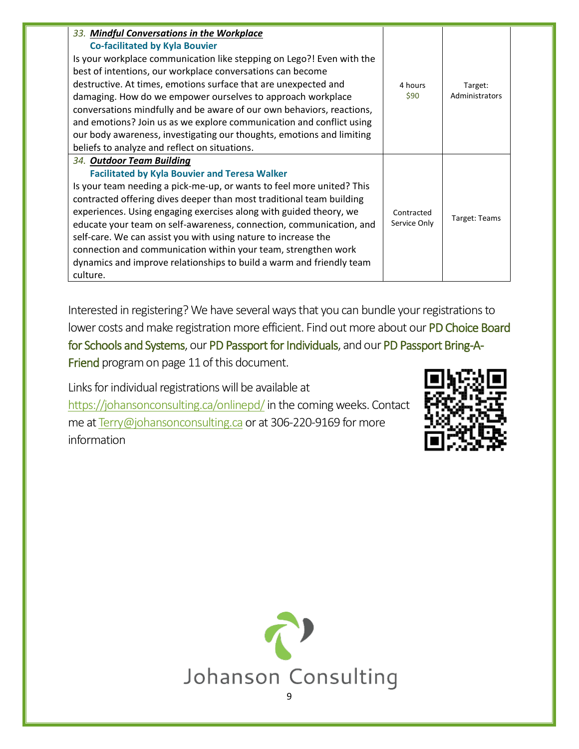| | | |
|---|---|---|
| *33.* ***Mindful Conversations in the Workplace***<br>**Co-facilitated by Kyla Bouvier**<br>Is your workplace communication like stepping on Lego?! Even with the best of intentions, our workplace conversations can become destructive. At times, emotions surface that are unexpected and damaging. How do we empower ourselves to approach workplace conversations mindfully and be aware of our own behaviors, reactions, and emotions? Join us as we explore communication and conflict using our body awareness, investigating our thoughts, emotions and limiting beliefs to analyze and reflect on situations. | 4 hours<br>$90 | Target: Administrators |
| *34.* ***Outdoor Team Building***<br>**Facilitated by Kyla Bouvier and Teresa Walker**<br>Is your team needing a pick-me-up, or wants to feel more united? This contracted offering dives deeper than most traditional team building experiences. Using engaging exercises along with guided theory, we educate your team on self-awareness, connection, communication, and self-care. We can assist you with using nature to increase the connection and communication within your team, strengthen work dynamics and improve relationships to build a warm and friendly team culture. | Contracted Service Only | Target: Teams |

Interested in registering? We have several ways that you can bundle your registrations to lower costs and make registration more efficient. Find out more about our PD Choice Board for Schools and Systems, our PD Passport for Individuals, and our PD Passport Bring-A-Friend program on page 11 of this document.

Links for individual registrations will be available at https://johansonconsulting.ca/onlinepd/ in the coming weeks. Contact me at Terry@johansonconsulting.ca or at 306-220-9169 for more information

Johanson Consulting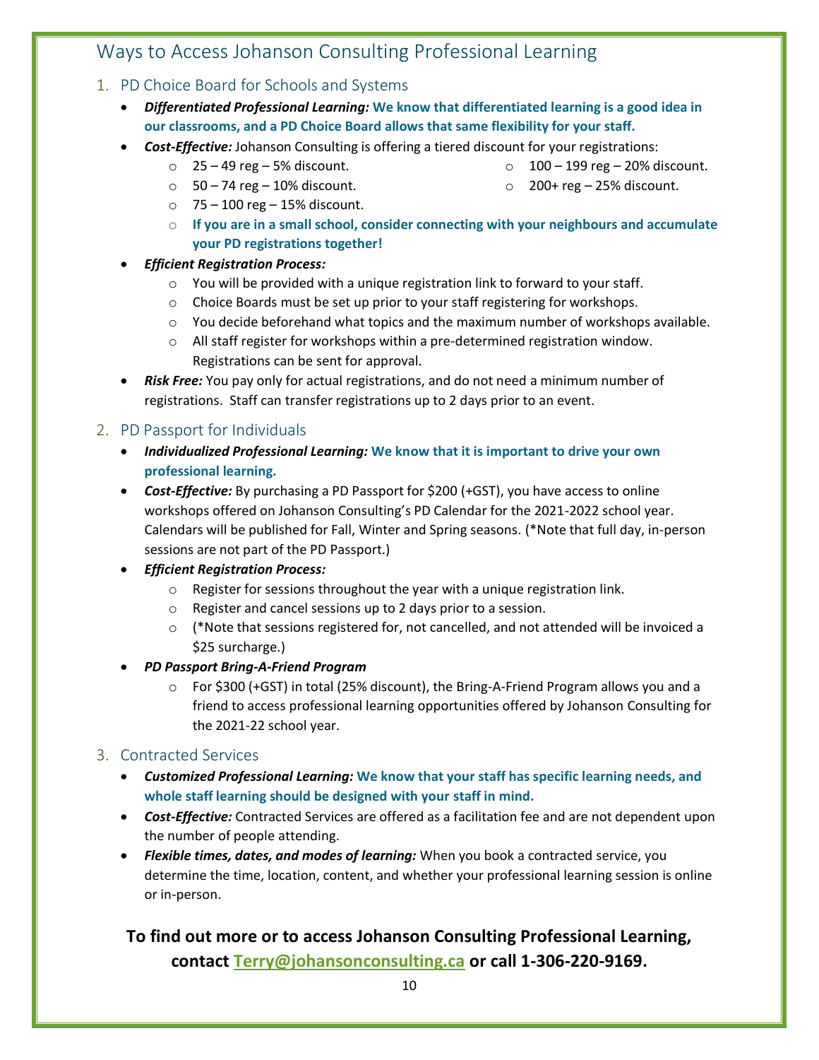# Ways to Access Johanson Consulting Professional Learning

## 1. PD Choice Board for Schools and Systems

- ***Differentiated Professional Learning:*** **We know that differentiated learning is a good idea in our classrooms, and a PD Choice Board allows that same flexibility for your staff.**
- ***Cost-Effective:*** Johanson Consulting is offering a tiered discount for your registrations:
  - 25 – 49 reg – 5% discount.
  - 50 – 74 reg – 10% discount.
  - 75 – 100 reg – 15% discount.
  - 100 – 199 reg – 20% discount.
  - 200+ reg – 25% discount.
  - **If you are in a small school, consider connecting with your neighbours and accumulate your PD registrations together!**
- ***Efficient Registration Process:***
  - You will be provided with a unique registration link to forward to your staff.
  - Choice Boards must be set up prior to your staff registering for workshops.
  - You decide beforehand what topics and the maximum number of workshops available.
  - All staff register for workshops within a pre-determined registration window. Registrations can be sent for approval.
- ***Risk Free:*** You pay only for actual registrations, and do not need a minimum number of registrations. Staff can transfer registrations up to 2 days prior to an event.

## 2. PD Passport for Individuals

- ***Individualized Professional Learning:*** **We know that it is important to drive your own professional learning.**
- ***Cost-Effective:*** By purchasing a PD Passport for $200 (+GST), you have access to online workshops offered on Johanson Consulting's PD Calendar for the 2021-2022 school year. Calendars will be published for Fall, Winter and Spring seasons. (*Note that full day, in-person sessions are not part of the PD Passport.)
- ***Efficient Registration Process:***
  - Register for sessions throughout the year with a unique registration link.
  - Register and cancel sessions up to 2 days prior to a session.
  - (*Note that sessions registered for, not cancelled, and not attended will be invoiced a $25 surcharge.)
- ***PD Passport Bring-A-Friend Program***
  - For $300 (+GST) in total (25% discount), the Bring-A-Friend Program allows you and a friend to access professional learning opportunities offered by Johanson Consulting for the 2021-22 school year.

## 3. Contracted Services

- ***Customized Professional Learning:*** **We know that your staff has specific learning needs, and whole staff learning should be designed with your staff in mind.**
- ***Cost-Effective:*** Contracted Services are offered as a facilitation fee and are not dependent upon the number of people attending.
- ***Flexible times, dates, and modes of learning:*** When you book a contracted service, you determine the time, location, content, and whether your professional learning session is online or in-person.

**To find out more or to access Johanson Consulting Professional Learning, contact Terry@johansonconsulting.ca or call 1-306-220-9169.**